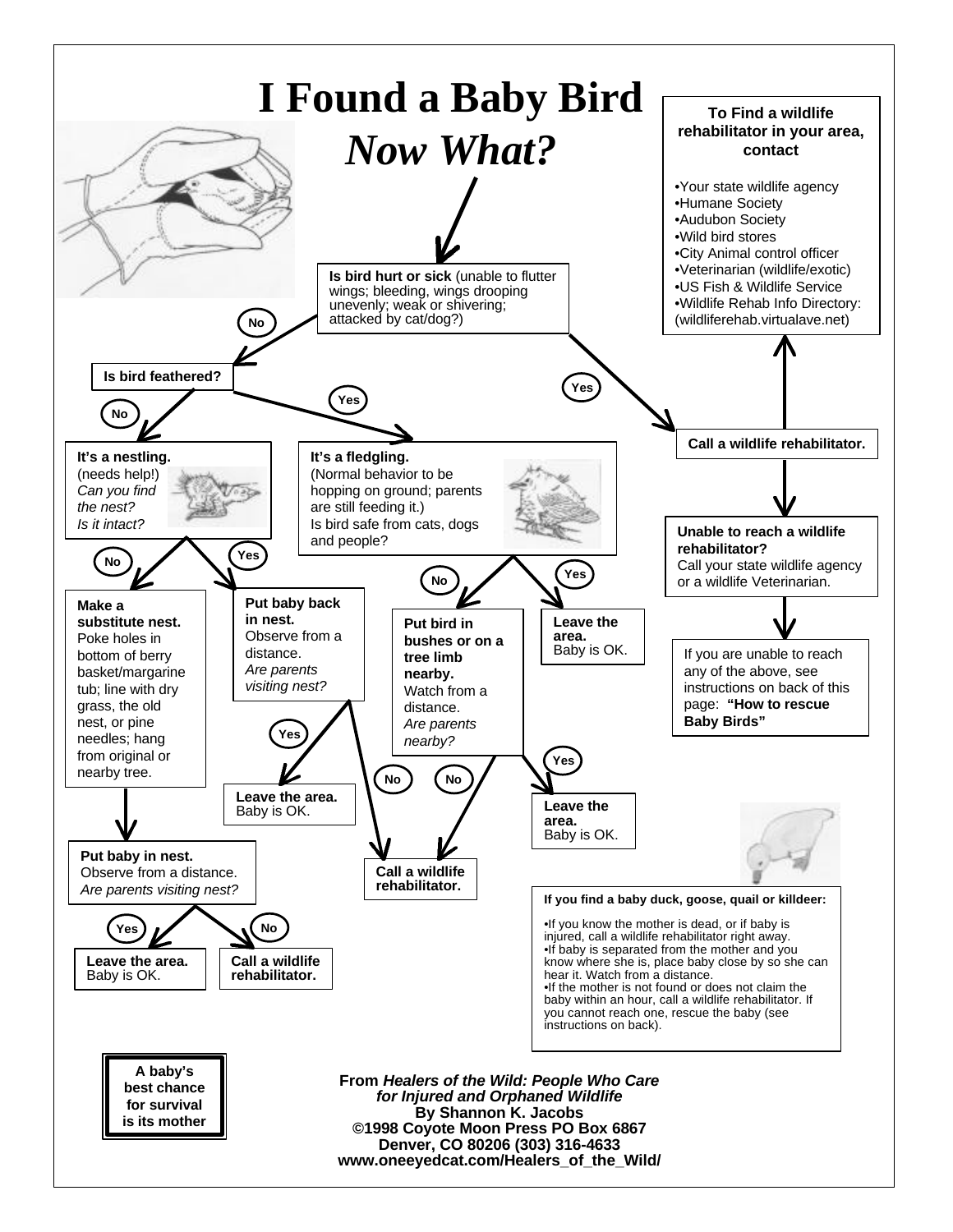# I Found a Baby Bird

## *Now What?*

**To Find a wildlife rehabilitator in your area, contact**

- Your state wildlife agency
- Humane Society
- Audubon Society
- Wild bird stores
- City Animal control officer
- Veterinarian (wildlife/exotic)
- US Fish & Wildlife Service
- Wildlife Rehab Info Directory: (wildliferehab.virtualave.net)

**Is bird hurt or sick** (unable to flutter wings; bleeding, wings drooping unevenly; weak or shivering; attacked by cat/dog?)

- **Yes** → **Call a wildlife rehabilitator.**
  - **Unable to reach a wildlife rehabilitator?** Call your state wildlife agency or a wildlife Veterinarian.
    - If you are unable to reach any of the above, see instructions on back of this page: **"How to rescue Baby Birds"**
- **No** → **Is bird feathered?**
  - **No** → **It's a nestling.** (needs help!) *Can you find the nest? Is it intact?*
    - **Yes** → **Put baby back in nest.** Observe from a distance. *Are parents visiting nest?*
      - **Yes** → **Leave the area.** Baby is OK.
      - **No** → **Call a wildlife rehabilitator.**
    - **No** → **Make a substitute nest.** Poke holes in bottom of berry basket/margarine tub; line with dry grass, the old nest, or pine needles; hang from original or nearby tree.
      - **Put baby in nest.** Observe from a distance. *Are parents visiting nest?*
        - **Yes** → **Leave the area.** Baby is OK.
        - **No** → **Call a wildlife rehabilitator.**
  - **Yes** → **It's a fledgling.** (Normal behavior to be hopping on ground; parents are still feeding it.) Is bird safe from cats, dogs and people?
    - **Yes** → **Leave the area.** Baby is OK.
    - **No** → **Put bird in bushes or on a tree limb nearby.** Watch from a distance. *Are parents nearby?*
      - **Yes** → **Leave the area.** Baby is OK.
      - **No** → **Call a wildlife rehabilitator.**

**If you find a baby duck, goose, quail or killdeer:**

- If you know the mother is dead, or if baby is injured, call a wildlife rehabilitator right away.
- If baby is separated from the mother and you know where she is, place baby close by so she can hear it. Watch from a distance.
- If the mother is not found or does not claim the baby within an hour, call a wildlife rehabilitator. If you cannot reach one, rescue the baby (see instructions on back).

**A baby's best chance for survival is its mother**

**From *Healers of the Wild: People Who Care for Injured and Orphaned Wildlife***
**By Shannon K. Jacobs**
**©1998 Coyote Moon Press PO Box 6867**
**Denver, CO 80206 (303) 316-4633**
**www.oneeyedcat.com/Healers_of_the_Wild/**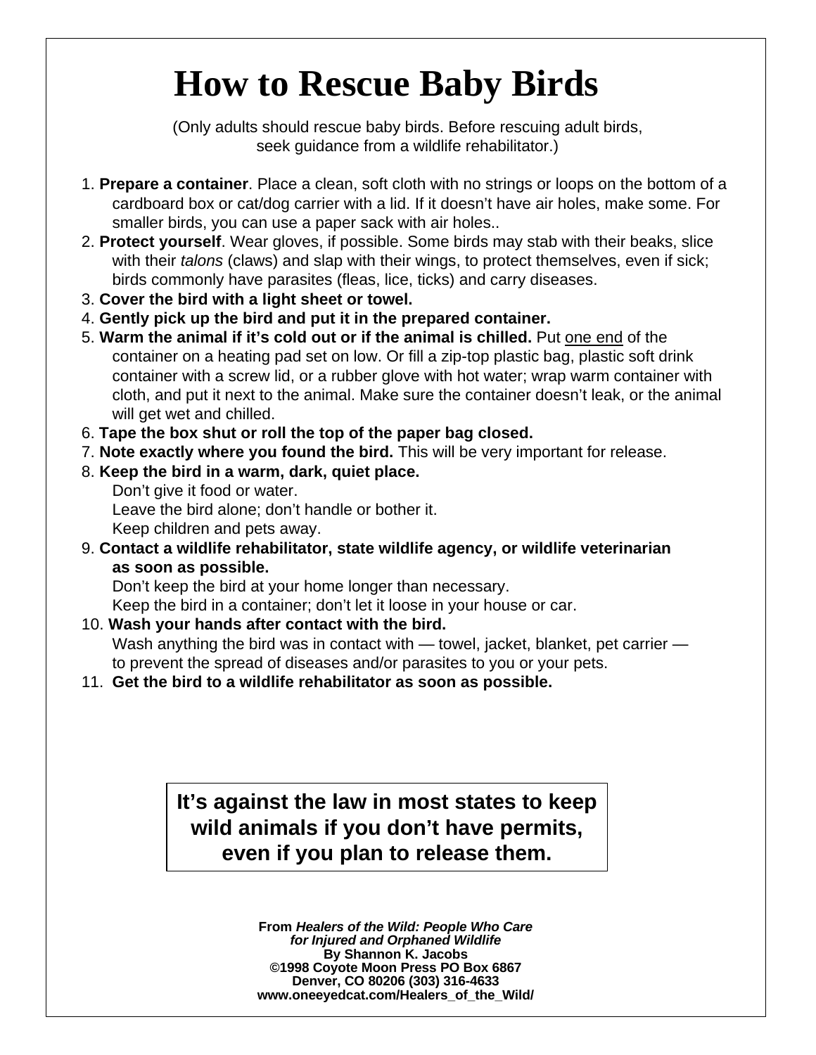# How to Rescue Baby Birds

(Only adults should rescue baby birds. Before rescuing adult birds, seek guidance from a wildlife rehabilitator.)

1. **Prepare a container**. Place a clean, soft cloth with no strings or loops on the bottom of a cardboard box or cat/dog carrier with a lid. If it doesn't have air holes, make some. For smaller birds, you can use a paper sack with air holes..
2. **Protect yourself**. Wear gloves, if possible. Some birds may stab with their beaks, slice with their *talons* (claws) and slap with their wings, to protect themselves, even if sick; birds commonly have parasites (fleas, lice, ticks) and carry diseases.
3. **Cover the bird with a light sheet or towel.**
4. **Gently pick up the bird and put it in the prepared container.**
5. **Warm the animal if it's cold out or if the animal is chilled.** Put <u>one end</u> of the container on a heating pad set on low. Or fill a zip-top plastic bag, plastic soft drink container with a screw lid, or a rubber glove with hot water; wrap warm container with cloth, and put it next to the animal. Make sure the container doesn't leak, or the animal will get wet and chilled.
6. **Tape the box shut or roll the top of the paper bag closed.**
7. **Note exactly where you found the bird.** This will be very important for release.
8. **Keep the bird in a warm, dark, quiet place.**
   Don't give it food or water.
   Leave the bird alone; don't handle or bother it.
   Keep children and pets away.
9. **Contact a wildlife rehabilitator, state wildlife agency, or wildlife veterinarian as soon as possible.**
   Don't keep the bird at your home longer than necessary.
   Keep the bird in a container; don't let it loose in your house or car.
10. **Wash your hands after contact with the bird.**
    Wash anything the bird was in contact with — towel, jacket, blanket, pet carrier — to prevent the spread of diseases and/or parasites to you or your pets.
11. **Get the bird to a wildlife rehabilitator as soon as possible.**

**It's against the law in most states to keep wild animals if you don't have permits, even if you plan to release them.**

**From *Healers of the Wild: People Who Care for Injured and Orphaned Wildlife***
**By Shannon K. Jacobs**
**©1998 Coyote Moon Press PO Box 6867**
**Denver, CO 80206 (303) 316-4633**
**www.oneeyedcat.com/Healers_of_the_Wild/**